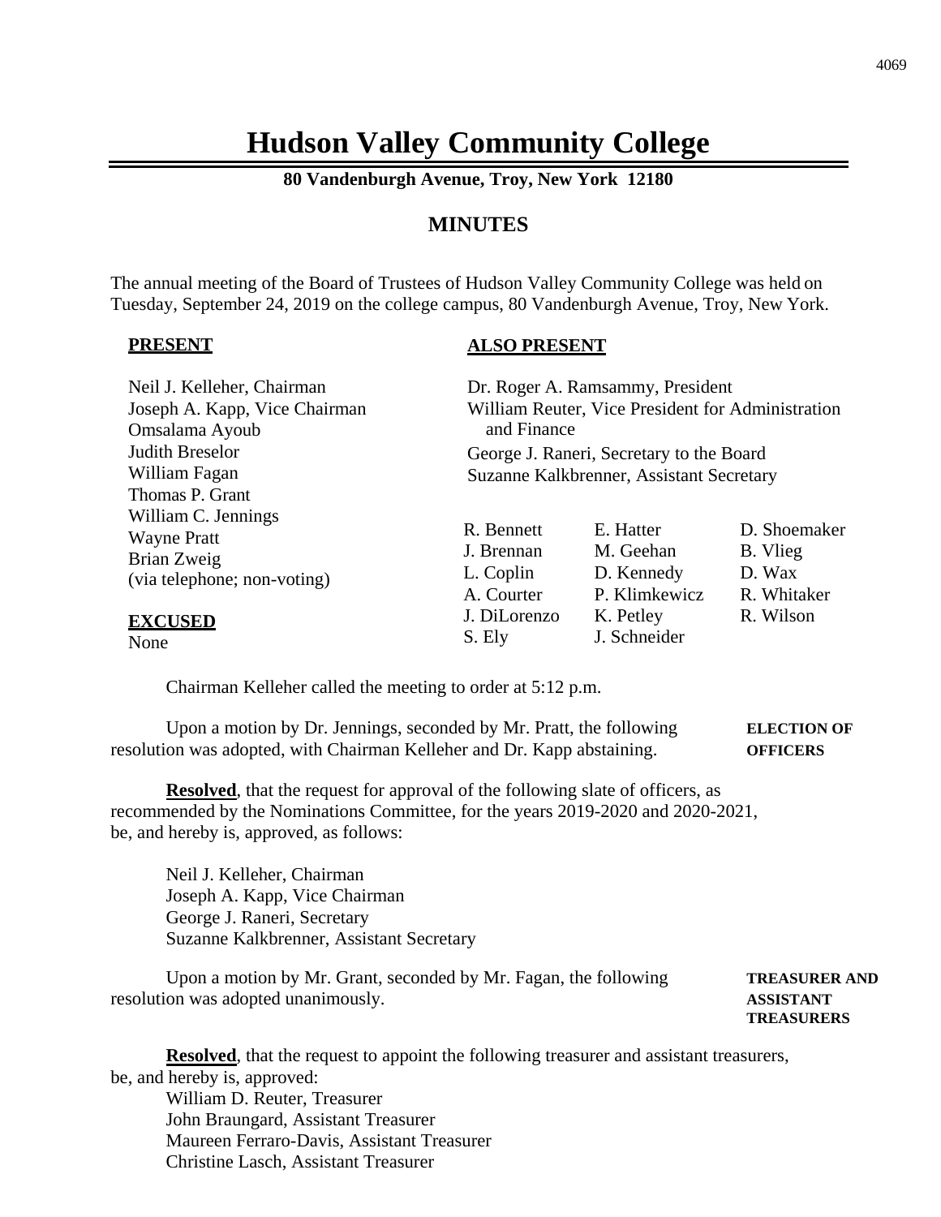# Hudson Valley Community College

**80 Vandenburgh Avenue, Troy, New York 12180**

## MINUTES

The annual meeting of the Board of Trustees of Hudson Valley Community College was held on Tuesday, September 24, 2019 on the college campus, 80 Vandenburgh Avenue, Troy, New York.

**PRESENT**

Neil J. Kelleher, Chairman
Joseph A. Kapp, Vice Chairman
Omsalama Ayoub
Judith Breselor
William Fagan
Thomas P. Grant
William C. Jennings
Wayne Pratt
Brian Zweig
(via telephone; non-voting)

**EXCUSED**

None

**ALSO PRESENT**

Dr. Roger A. Ramsammy, President
William Reuter, Vice President for Administration and Finance
George J. Raneri, Secretary to the Board
Suzanne Kalkbrenner, Assistant Secretary

| | | |
|---|---|---|
| R. Bennett | E. Hatter | D. Shoemaker |
| J. Brennan | M. Geehan | B. Vlieg |
| L. Coplin | D. Kennedy | D. Wax |
| A. Courter | P. Klimkewicz | R. Whitaker |
| J. DiLorenzo | K. Petley | R. Wilson |
| S. Ely | J. Schneider | |

Chairman Kelleher called the meeting to order at 5:12 p.m.

**ELECTION OF OFFICERS**

Upon a motion by Dr. Jennings, seconded by Mr. Pratt, the following resolution was adopted, with Chairman Kelleher and Dr. Kapp abstaining.

**Resolved**, that the request for approval of the following slate of officers, as recommended by the Nominations Committee, for the years 2019-2020 and 2020-2021, be, and hereby is, approved, as follows:

Neil J. Kelleher, Chairman
Joseph A. Kapp, Vice Chairman
George J. Raneri, Secretary
Suzanne Kalkbrenner, Assistant Secretary

**TREASURER AND ASSISTANT TREASURERS**

Upon a motion by Mr. Grant, seconded by Mr. Fagan, the following resolution was adopted unanimously.

**Resolved**, that the request to appoint the following treasurer and assistant treasurers, be, and hereby is, approved:

William D. Reuter, Treasurer
John Braungard, Assistant Treasurer
Maureen Ferraro-Davis, Assistant Treasurer
Christine Lasch, Assistant Treasurer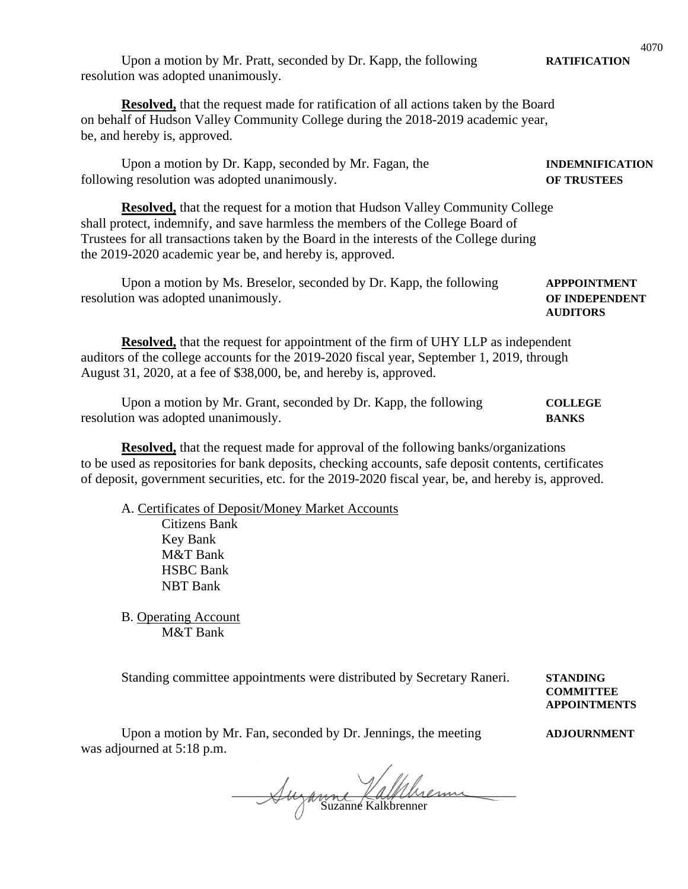Upon a motion by Mr. Pratt, seconded by Dr. Kapp, the following resolution was adopted unanimously. **RATIFICATION**

**Resolved,** that the request made for ratification of all actions taken by the Board on behalf of Hudson Valley Community College during the 2018-2019 academic year, be, and hereby is, approved.

Upon a motion by Dr. Kapp, seconded by Mr. Fagan, the following resolution was adopted unanimously. **INDEMNIFICATION OF TRUSTEES**

**Resolved,** that the request for a motion that Hudson Valley Community College shall protect, indemnify, and save harmless the members of the College Board of Trustees for all transactions taken by the Board in the interests of the College during the 2019-2020 academic year be, and hereby is, approved.

Upon a motion by Ms. Breselor, seconded by Dr. Kapp, the following resolution was adopted unanimously. **APPPOINTMENT OF INDEPENDENT AUDITORS**

**Resolved,** that the request for appointment of the firm of UHY LLP as independent auditors of the college accounts for the 2019-2020 fiscal year, September 1, 2019, through August 31, 2020, at a fee of $38,000, be, and hereby is, approved.

Upon a motion by Mr. Grant, seconded by Dr. Kapp, the following resolution was adopted unanimously. **COLLEGE BANKS**

**Resolved,** that the request made for approval of the following banks/organizations to be used as repositories for bank deposits, checking accounts, safe deposit contents, certificates of deposit, government securities, etc. for the 2019-2020 fiscal year, be, and hereby is, approved.

A. Certificates of Deposit/Money Market Accounts
- Citizens Bank
- Key Bank
- M&T Bank
- HSBC Bank
- NBT Bank

B. Operating Account
- M&T Bank

Standing committee appointments were distributed by Secretary Raneri. **STANDING COMMITTEE APPOINTMENTS**

Upon a motion by Mr. Fan, seconded by Dr. Jennings, the meeting was adjourned at 5:18 p.m. **ADJOURNMENT**

Suzanne Kalkbrenner